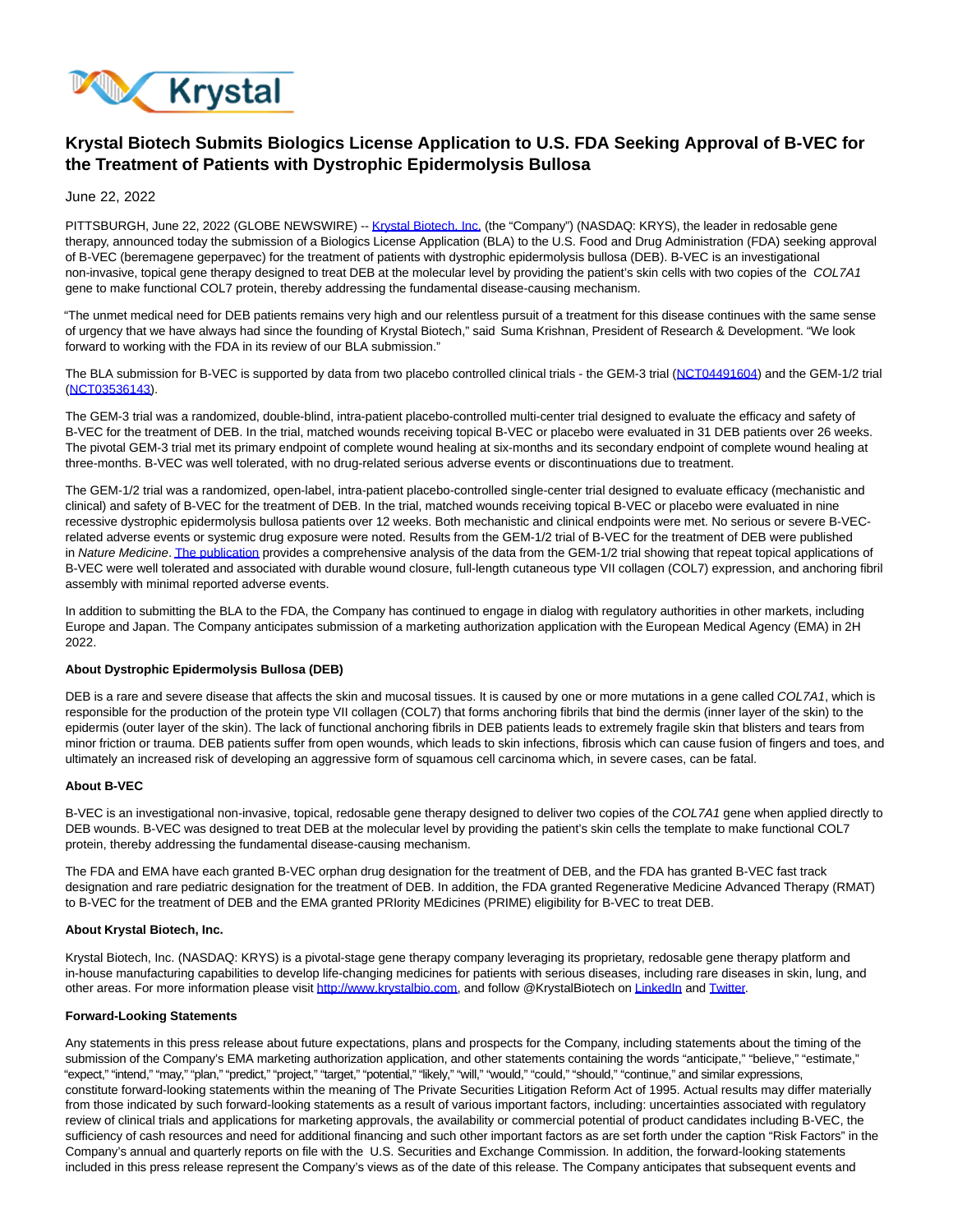# Krystal Biotech Submits Biologics License Application to U.S. FDA Seeking Approval of B-VEC for the Treatment of Patients with Dystrophic Epidermolysis Bullosa

June 22, 2022

PITTSBURGH, June 22, 2022 (GLOBE NEWSWIRE) -- Krystal Biotech, Inc. (the "Company") (NASDAQ: KRYS), the leader in redosable gene therapy, announced today the submission of a Biologics License Application (BLA) to the U.S. Food and Drug Administration (FDA) seeking approval of B-VEC (beremagene geperpavec) for the treatment of patients with dystrophic epidermolysis bullosa (DEB). B-VEC is an investigational non-invasive, topical gene therapy designed to treat DEB at the molecular level by providing the patient's skin cells with two copies of the *COL7A1* gene to make functional COL7 protein, thereby addressing the fundamental disease-causing mechanism.

"The unmet medical need for DEB patients remains very high and our relentless pursuit of a treatment for this disease continues with the same sense of urgency that we have always had since the founding of Krystal Biotech," said Suma Krishnan, President of Research & Development. "We look forward to working with the FDA in its review of our BLA submission."

The BLA submission for B-VEC is supported by data from two placebo controlled clinical trials - the GEM-3 trial (NCT04491604) and the GEM-1/2 trial (NCT03536143).

The GEM-3 trial was a randomized, double-blind, intra-patient placebo-controlled multi-center trial designed to evaluate the efficacy and safety of B-VEC for the treatment of DEB. In the trial, matched wounds receiving topical B-VEC or placebo were evaluated in 31 DEB patients over 26 weeks. The pivotal GEM-3 trial met its primary endpoint of complete wound healing at six-months and its secondary endpoint of complete wound healing at three-months. B-VEC was well tolerated, with no drug-related serious adverse events or discontinuations due to treatment.

The GEM-1/2 trial was a randomized, open-label, intra-patient placebo-controlled single-center trial designed to evaluate efficacy (mechanistic and clinical) and safety of B-VEC for the treatment of DEB. In the trial, matched wounds receiving topical B-VEC or placebo were evaluated in nine recessive dystrophic epidermolysis bullosa patients over 12 weeks. Both mechanistic and clinical endpoints were met. No serious or severe B-VEC-related adverse events or systemic drug exposure were noted. Results from the GEM-1/2 trial of B-VEC for the treatment of DEB were published in *Nature Medicine*. The publication provides a comprehensive analysis of the data from the GEM-1/2 trial showing that repeat topical applications of B-VEC were well tolerated and associated with durable wound closure, full-length cutaneous type VII collagen (COL7) expression, and anchoring fibril assembly with minimal reported adverse events.

In addition to submitting the BLA to the FDA, the Company has continued to engage in dialog with regulatory authorities in other markets, including Europe and Japan. The Company anticipates submission of a marketing authorization application with the European Medical Agency (EMA) in 2H 2022.

**About Dystrophic Epidermolysis Bullosa (DEB)**

DEB is a rare and severe disease that affects the skin and mucosal tissues. It is caused by one or more mutations in a gene called *COL7A1*, which is responsible for the production of the protein type VII collagen (COL7) that forms anchoring fibrils that bind the dermis (inner layer of the skin) to the epidermis (outer layer of the skin). The lack of functional anchoring fibrils in DEB patients leads to extremely fragile skin that blisters and tears from minor friction or trauma. DEB patients suffer from open wounds, which leads to skin infections, fibrosis which can cause fusion of fingers and toes, and ultimately an increased risk of developing an aggressive form of squamous cell carcinoma which, in severe cases, can be fatal.

**About B-VEC**

B-VEC is an investigational non-invasive, topical, redosable gene therapy designed to deliver two copies of the *COL7A1* gene when applied directly to DEB wounds. B-VEC was designed to treat DEB at the molecular level by providing the patient's skin cells the template to make functional COL7 protein, thereby addressing the fundamental disease-causing mechanism.

The FDA and EMA have each granted B-VEC orphan drug designation for the treatment of DEB, and the FDA has granted B-VEC fast track designation and rare pediatric designation for the treatment of DEB. In addition, the FDA granted Regenerative Medicine Advanced Therapy (RMAT) to B-VEC for the treatment of DEB and the EMA granted PRIority MEdicines (PRIME) eligibility for B-VEC to treat DEB.

**About Krystal Biotech, Inc.**

Krystal Biotech, Inc. (NASDAQ: KRYS) is a pivotal-stage gene therapy company leveraging its proprietary, redosable gene therapy platform and in-house manufacturing capabilities to develop life-changing medicines for patients with serious diseases, including rare diseases in skin, lung, and other areas. For more information please visit http://www.krystalbio.com, and follow @KrystalBiotech on LinkedIn and Twitter.

**Forward-Looking Statements**

Any statements in this press release about future expectations, plans and prospects for the Company, including statements about the timing of the submission of the Company's EMA marketing authorization application, and other statements containing the words "anticipate," "believe," "estimate," "expect," "intend," "may," "plan," "predict," "project," "target," "potential," "likely," "will," "would," "could," "should," "continue," and similar expressions, constitute forward-looking statements within the meaning of The Private Securities Litigation Reform Act of 1995. Actual results may differ materially from those indicated by such forward-looking statements as a result of various important factors, including: uncertainties associated with regulatory review of clinical trials and applications for marketing approvals, the availability or commercial potential of product candidates including B-VEC, the sufficiency of cash resources and need for additional financing and such other important factors as are set forth under the caption "Risk Factors" in the Company's annual and quarterly reports on file with the U.S. Securities and Exchange Commission. In addition, the forward-looking statements included in this press release represent the Company's views as of the date of this release. The Company anticipates that subsequent events and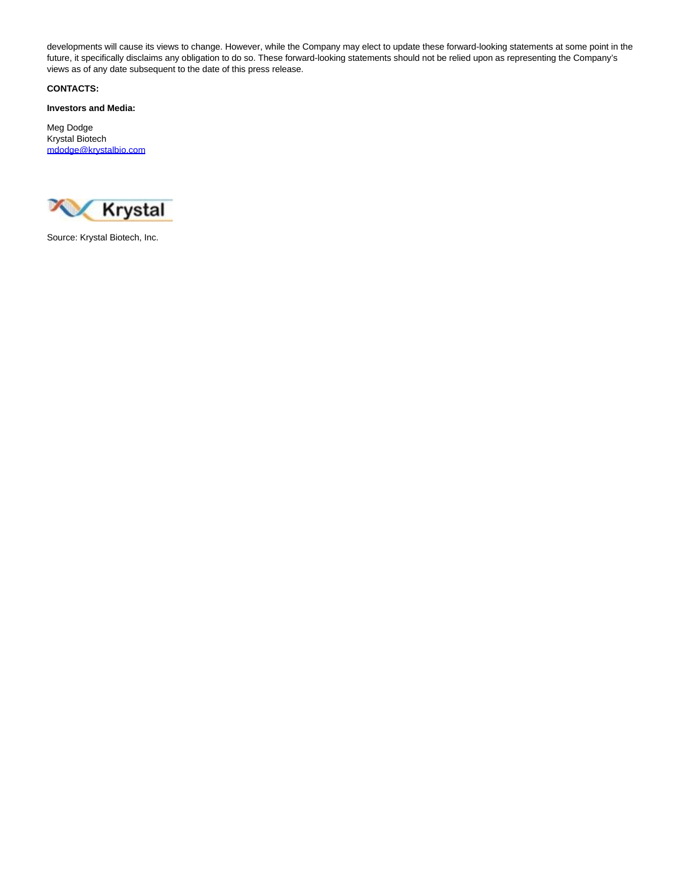developments will cause its views to change. However, while the Company may elect to update these forward-looking statements at some point in the future, it specifically disclaims any obligation to do so. These forward-looking statements should not be relied upon as representing the Company's views as of any date subsequent to the date of this press release.

**CONTACTS:**

**Investors and Media:**

Meg Dodge
Krystal Biotech
mdodge@krystalbio.com

Source: Krystal Biotech, Inc.